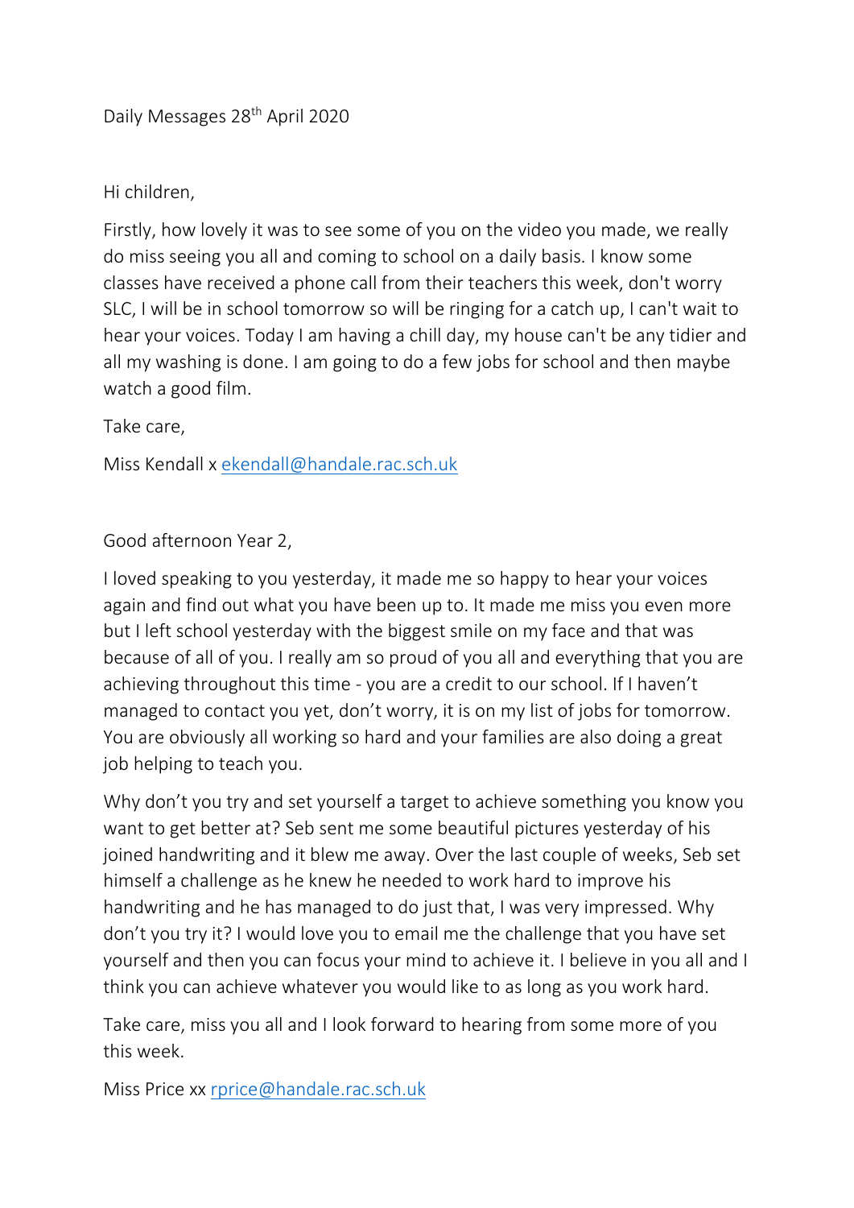Daily Messages 28th April 2020

Hi children,

Firstly, how lovely it was to see some of you on the video you made, we really do miss seeing you all and coming to school on a daily basis. I know some classes have received a phone call from their teachers this week, don't worry SLC, I will be in school tomorrow so will be ringing for a catch up, I can't wait to hear your voices. Today I am having a chill day, my house can't be any tidier and all my washing is done. I am going to do a few jobs for school and then maybe watch a good film.

Take care,

Miss Kendall x ekendall@handale.rac.sch.uk

Good afternoon Year 2,

I loved speaking to you yesterday, it made me so happy to hear your voices again and find out what you have been up to. It made me miss you even more but I left school yesterday with the biggest smile on my face and that was because of all of you. I really am so proud of you all and everything that you are achieving throughout this time - you are a credit to our school. If I haven't managed to contact you yet, don't worry, it is on my list of jobs for tomorrow. You are obviously all working so hard and your families are also doing a great job helping to teach you.

Why don't you try and set yourself a target to achieve something you know you want to get better at? Seb sent me some beautiful pictures yesterday of his joined handwriting and it blew me away. Over the last couple of weeks, Seb set himself a challenge as he knew he needed to work hard to improve his handwriting and he has managed to do just that, I was very impressed. Why don't you try it? I would love you to email me the challenge that you have set yourself and then you can focus your mind to achieve it. I believe in you all and I think you can achieve whatever you would like to as long as you work hard.

Take care, miss you all and I look forward to hearing from some more of you this week.

Miss Price xx rprice@handale.rac.sch.uk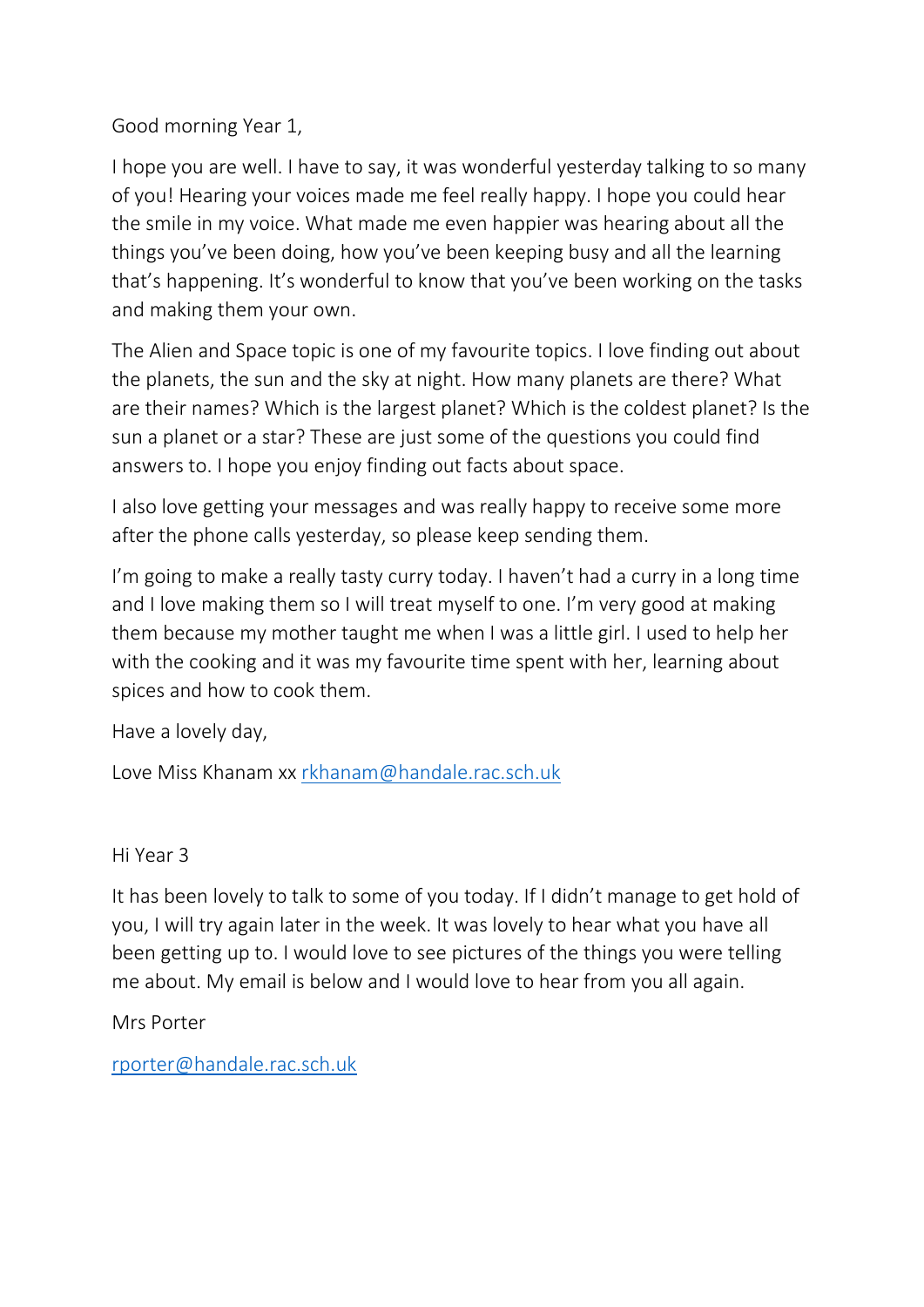Good morning Year 1,

I hope you are well. I have to say, it was wonderful yesterday talking to so many of you! Hearing your voices made me feel really happy. I hope you could hear the smile in my voice. What made me even happier was hearing about all the things you've been doing, how you've been keeping busy and all the learning that's happening. It's wonderful to know that you've been working on the tasks and making them your own.

The Alien and Space topic is one of my favourite topics. I love finding out about the planets, the sun and the sky at night. How many planets are there? What are their names? Which is the largest planet? Which is the coldest planet? Is the sun a planet or a star? These are just some of the questions you could find answers to. I hope you enjoy finding out facts about space.

I also love getting your messages and was really happy to receive some more after the phone calls yesterday, so please keep sending them.

I'm going to make a really tasty curry today. I haven't had a curry in a long time and I love making them so I will treat myself to one. I'm very good at making them because my mother taught me when I was a little girl. I used to help her with the cooking and it was my favourite time spent with her, learning about spices and how to cook them.

Have a lovely day,

Love Miss Khanam xx rkhanam@handale.rac.sch.uk

Hi Year 3

It has been lovely to talk to some of you today. If I didn't manage to get hold of you, I will try again later in the week. It was lovely to hear what you have all been getting up to. I would love to see pictures of the things you were telling me about. My email is below and I would love to hear from you all again.

Mrs Porter

rporter@handale.rac.sch.uk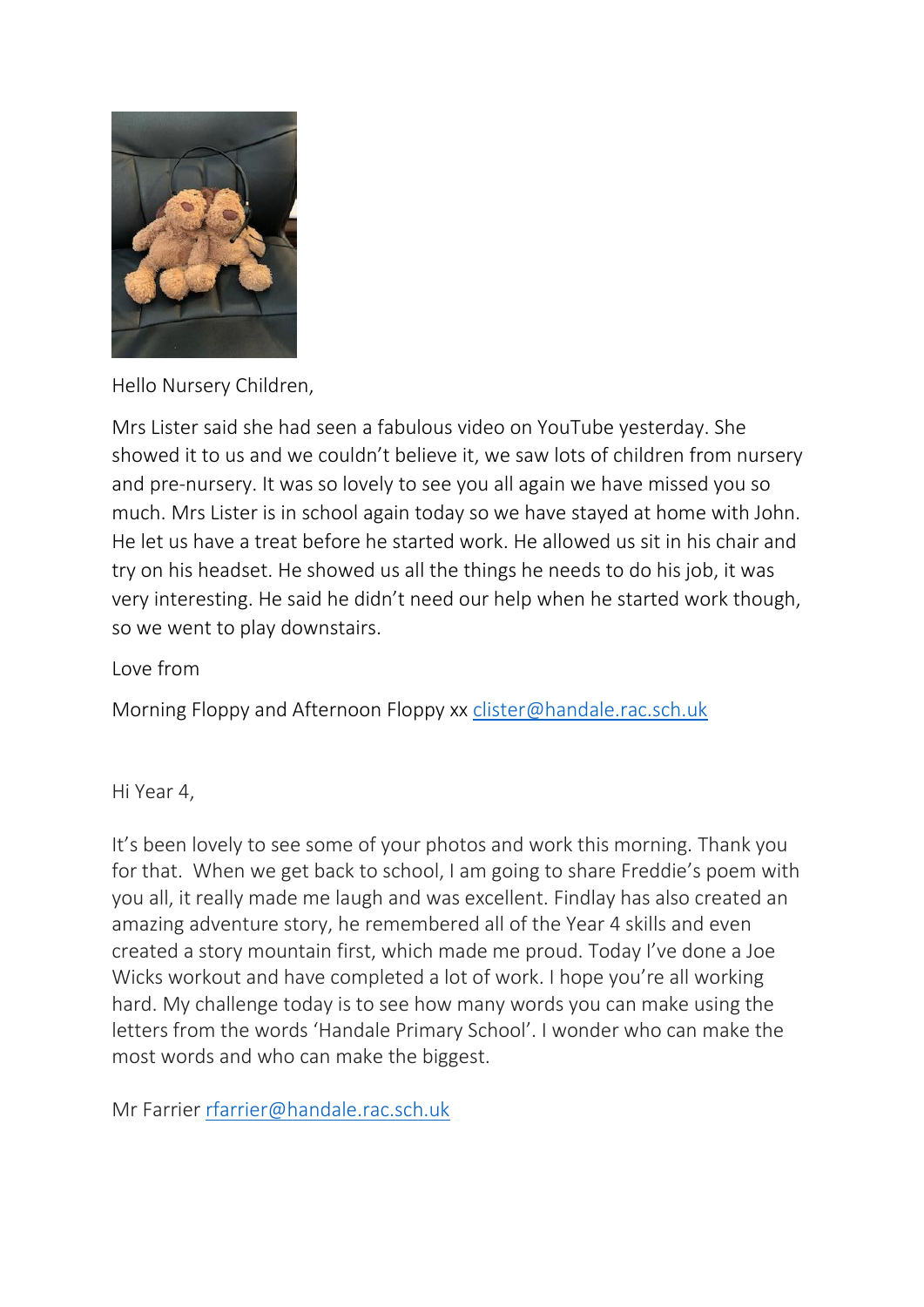Hello Nursery Children,

Mrs Lister said she had seen a fabulous video on YouTube yesterday. She showed it to us and we couldn't believe it, we saw lots of children from nursery and pre-nursery. It was so lovely to see you all again we have missed you so much. Mrs Lister is in school again today so we have stayed at home with John. He let us have a treat before he started work. He allowed us sit in his chair and try on his headset. He showed us all the things he needs to do his job, it was very interesting. He said he didn't need our help when he started work though, so we went to play downstairs.

Love from

Morning Floppy and Afternoon Floppy xx clister@handale.rac.sch.uk

Hi Year 4,

It's been lovely to see some of your photos and work this morning. Thank you for that. When we get back to school, I am going to share Freddie's poem with you all, it really made me laugh and was excellent. Findlay has also created an amazing adventure story, he remembered all of the Year 4 skills and even created a story mountain first, which made me proud. Today I've done a Joe Wicks workout and have completed a lot of work. I hope you're all working hard. My challenge today is to see how many words you can make using the letters from the words 'Handale Primary School'. I wonder who can make the most words and who can make the biggest.

Mr Farrier rfarrier@handale.rac.sch.uk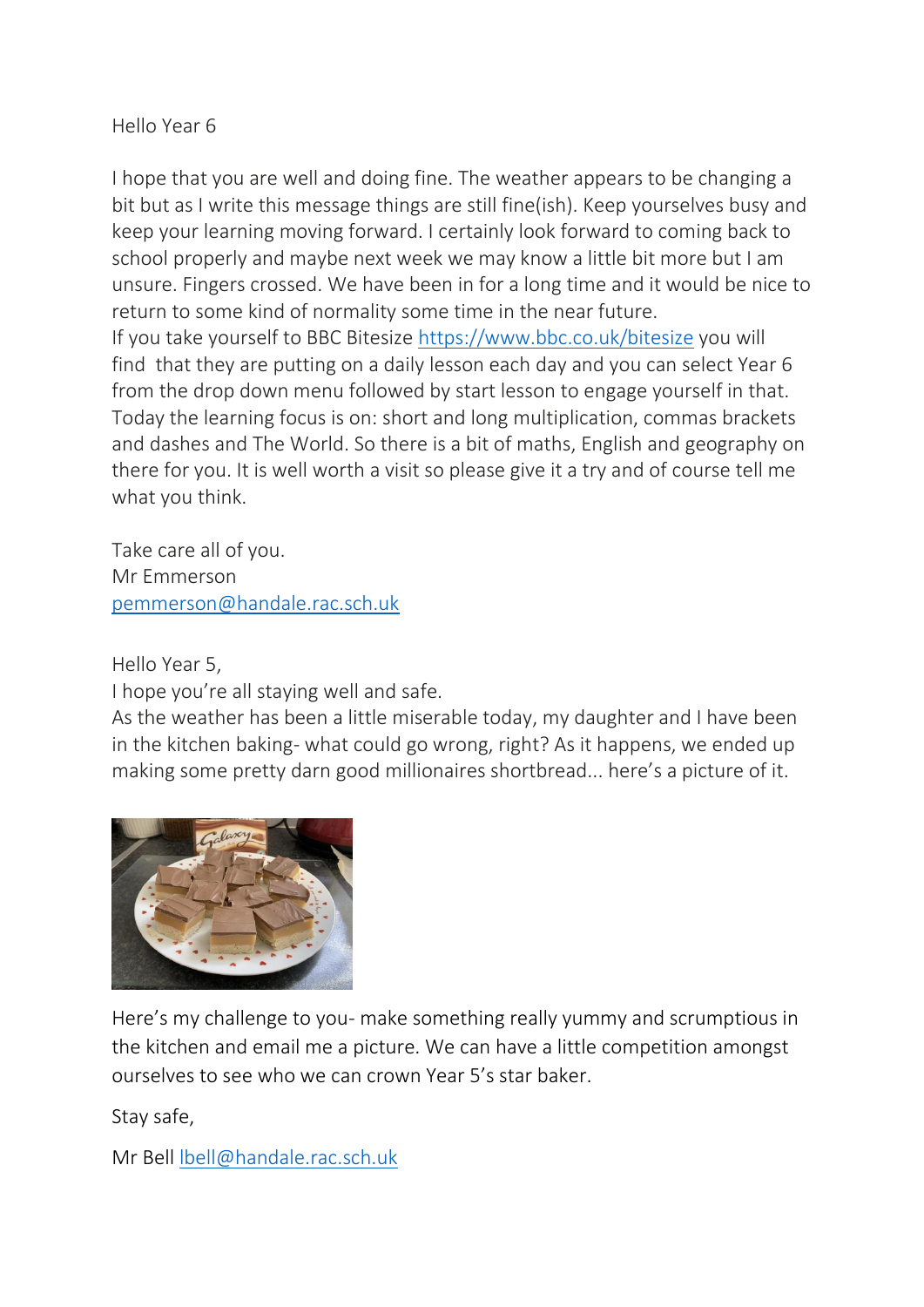Hello Year 6

I hope that you are well and doing fine. The weather appears to be changing a bit but as I write this message things are still fine(ish). Keep yourselves busy and keep your learning moving forward. I certainly look forward to coming back to school properly and maybe next week we may know a little bit more but I am unsure. Fingers crossed. We have been in for a long time and it would be nice to return to some kind of normality some time in the near future.
If you take yourself to BBC Bitesize https://www.bbc.co.uk/bitesize you will find that they are putting on a daily lesson each day and you can select Year 6 from the drop down menu followed by start lesson to engage yourself in that. Today the learning focus is on: short and long multiplication, commas brackets and dashes and The World. So there is a bit of maths, English and geography on there for you. It is well worth a visit so please give it a try and of course tell me what you think.

Take care all of you.
Mr Emmerson
pemmerson@handale.rac.sch.uk

Hello Year 5,
I hope you're all staying well and safe.
As the weather has been a little miserable today, my daughter and I have been in the kitchen baking- what could go wrong, right? As it happens, we ended up making some pretty darn good millionaires shortbread... here's a picture of it.

Here's my challenge to you- make something really yummy and scrumptious in the kitchen and email me a picture. We can have a little competition amongst ourselves to see who we can crown Year 5's star baker.

Stay safe,

Mr Bell lbell@handale.rac.sch.uk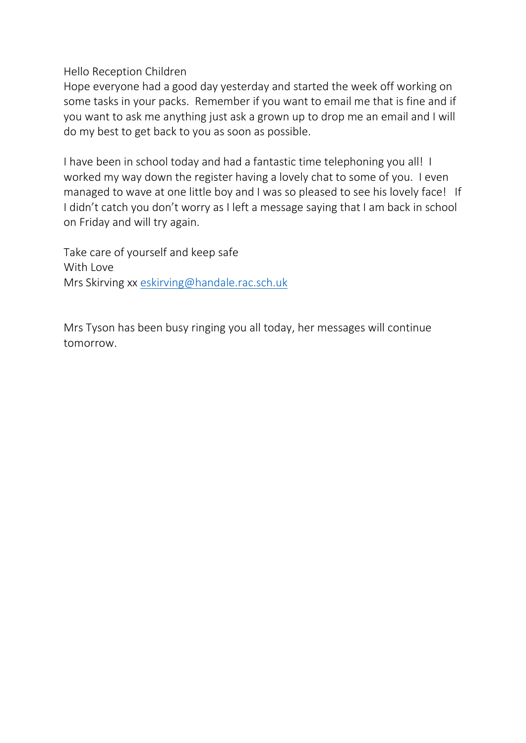Hello Reception Children

Hope everyone had a good day yesterday and started the week off working on some tasks in your packs.  Remember if you want to email me that is fine and if you want to ask me anything just ask a grown up to drop me an email and I will do my best to get back to you as soon as possible.

I have been in school today and had a fantastic time telephoning you all!  I worked my way down the register having a lovely chat to some of you.  I even managed to wave at one little boy and I was so pleased to see his lovely face!  If I didn't catch you don't worry as I left a message saying that I am back in school on Friday and will try again.

Take care of yourself and keep safe

With Love

Mrs Skirving xx [eskirving@handale.rac.sch.uk](mailto:eskirving@handale.rac.sch.uk)

Mrs Tyson has been busy ringing you all today, her messages will continue tomorrow.